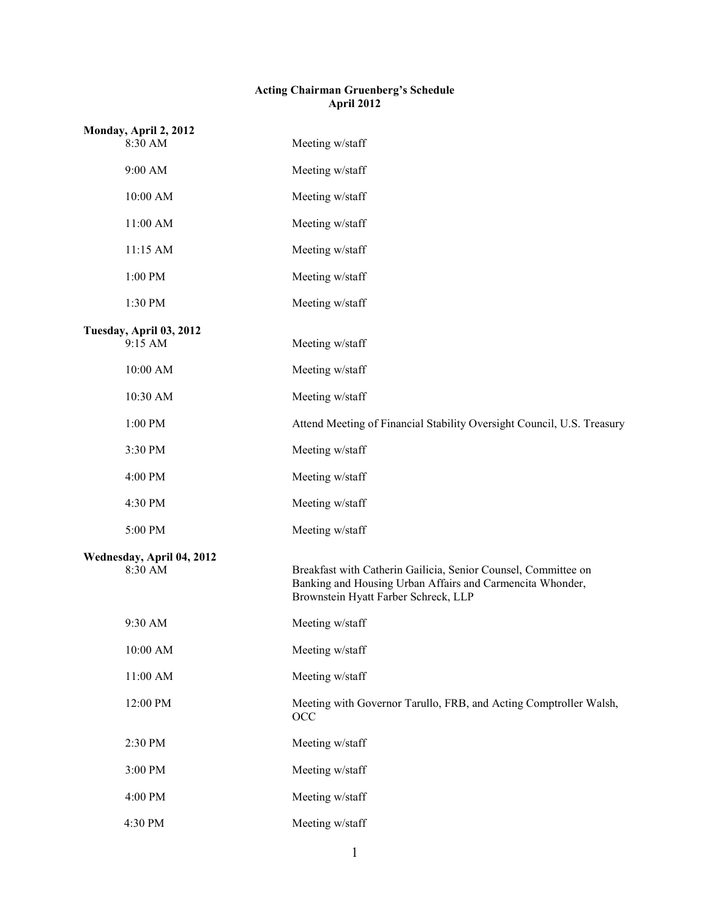**Acting Chairman Gruenberg's Schedule**
**April 2012**

**Monday, April 2, 2012**

| | |
|---|---|
| 8:30 AM | Meeting w/staff |
| 9:00 AM | Meeting w/staff |
| 10:00 AM | Meeting w/staff |
| 11:00 AM | Meeting w/staff |
| 11:15 AM | Meeting w/staff |
| 1:00 PM | Meeting w/staff |
| 1:30 PM | Meeting w/staff |

**Tuesday, April 03, 2012**

| | |
|---|---|
| 9:15 AM | Meeting w/staff |
| 10:00 AM | Meeting w/staff |
| 10:30 AM | Meeting w/staff |
| 1:00 PM | Attend Meeting of Financial Stability Oversight Council, U.S. Treasury |
| 3:30 PM | Meeting w/staff |
| 4:00 PM | Meeting w/staff |
| 4:30 PM | Meeting w/staff |
| 5:00 PM | Meeting w/staff |

**Wednesday, April 04, 2012**

| | |
|---|---|
| 8:30 AM | Breakfast with Catherin Gailicia, Senior Counsel, Committee on Banking and Housing Urban Affairs and Carmencita Whonder, Brownstein Hyatt Farber Schreck, LLP |
| 9:30 AM | Meeting w/staff |
| 10:00 AM | Meeting w/staff |
| 11:00 AM | Meeting w/staff |
| 12:00 PM | Meeting with Governor Tarullo, FRB, and Acting Comptroller Walsh, OCC |
| 2:30 PM | Meeting w/staff |
| 3:00 PM | Meeting w/staff |
| 4:00 PM | Meeting w/staff |
| 4:30 PM | Meeting w/staff |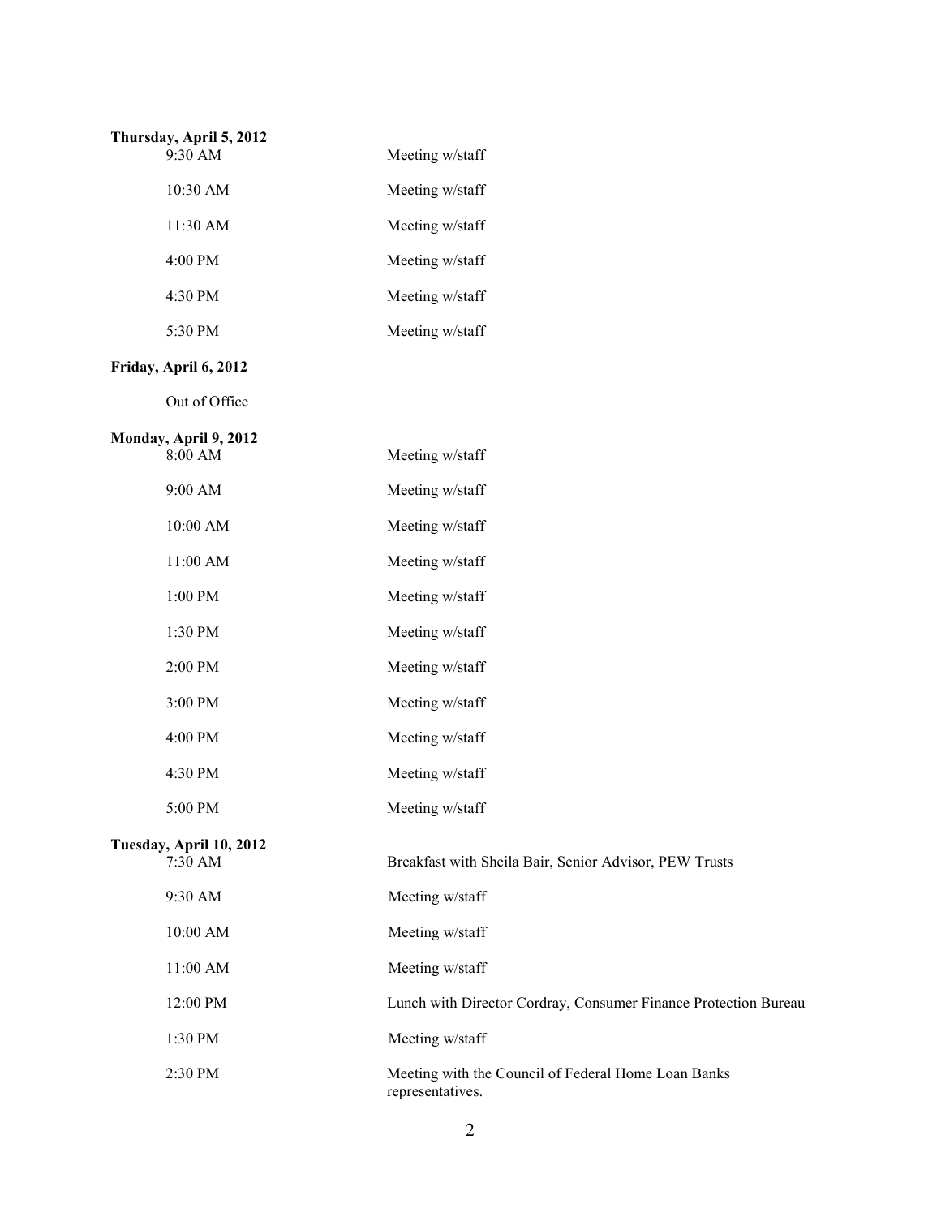**Thursday, April 5, 2012**

| | |
|---|---|
| 9:30 AM | Meeting w/staff |
| 10:30 AM | Meeting w/staff |
| 11:30 AM | Meeting w/staff |
| 4:00 PM | Meeting w/staff |
| 4:30 PM | Meeting w/staff |
| 5:30 PM | Meeting w/staff |

**Friday, April 6, 2012**

Out of Office

**Monday, April 9, 2012**

| | |
|---|---|
| 8:00 AM | Meeting w/staff |
| 9:00 AM | Meeting w/staff |
| 10:00 AM | Meeting w/staff |
| 11:00 AM | Meeting w/staff |
| 1:00 PM | Meeting w/staff |
| 1:30 PM | Meeting w/staff |
| 2:00 PM | Meeting w/staff |
| 3:00 PM | Meeting w/staff |
| 4:00 PM | Meeting w/staff |
| 4:30 PM | Meeting w/staff |
| 5:00 PM | Meeting w/staff |

**Tuesday, April 10, 2012**

| | |
|---|---|
| 7:30 AM | Breakfast with Sheila Bair, Senior Advisor, PEW Trusts |
| 9:30 AM | Meeting w/staff |
| 10:00 AM | Meeting w/staff |
| 11:00 AM | Meeting w/staff |
| 12:00 PM | Lunch with Director Cordray, Consumer Finance Protection Bureau |
| 1:30 PM | Meeting w/staff |
| 2:30 PM | Meeting with the Council of Federal Home Loan Banks representatives. |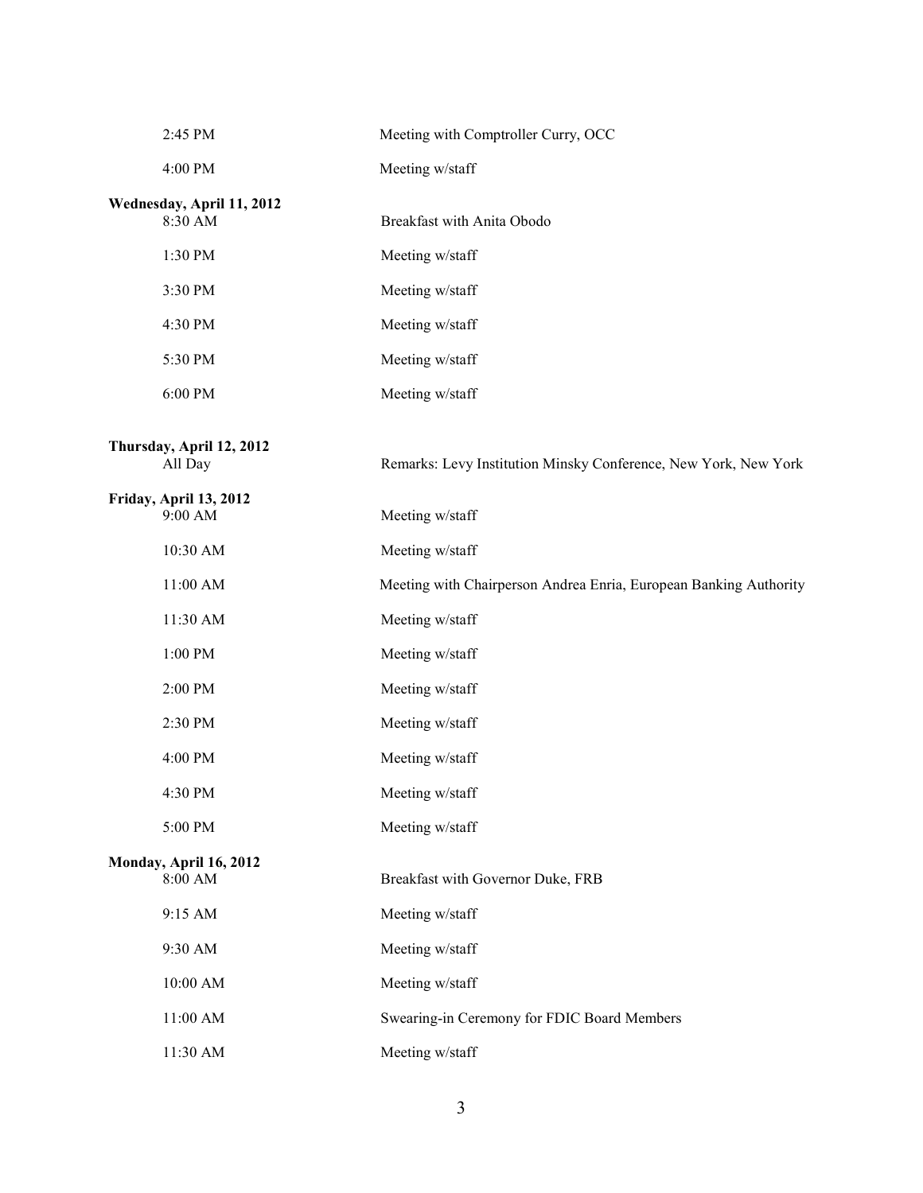2:45 PM Meeting with Comptroller Curry, OCC

4:00 PM Meeting w/staff

**Wednesday, April 11, 2012**

8:30 AM Breakfast with Anita Obodo

1:30 PM Meeting w/staff

3:30 PM Meeting w/staff

4:30 PM Meeting w/staff

5:30 PM Meeting w/staff

6:00 PM Meeting w/staff

**Thursday, April 12, 2012**

All Day Remarks: Levy Institution Minsky Conference, New York, New York

**Friday, April 13, 2012**

9:00 AM Meeting w/staff

10:30 AM Meeting w/staff

11:00 AM Meeting with Chairperson Andrea Enria, European Banking Authority

11:30 AM Meeting w/staff

1:00 PM Meeting w/staff

2:00 PM Meeting w/staff

2:30 PM Meeting w/staff

4:00 PM Meeting w/staff

4:30 PM Meeting w/staff

5:00 PM Meeting w/staff

**Monday, April 16, 2012**

8:00 AM Breakfast with Governor Duke, FRB

9:15 AM Meeting w/staff

9:30 AM Meeting w/staff

10:00 AM Meeting w/staff

11:00 AM Swearing-in Ceremony for FDIC Board Members

11:30 AM Meeting w/staff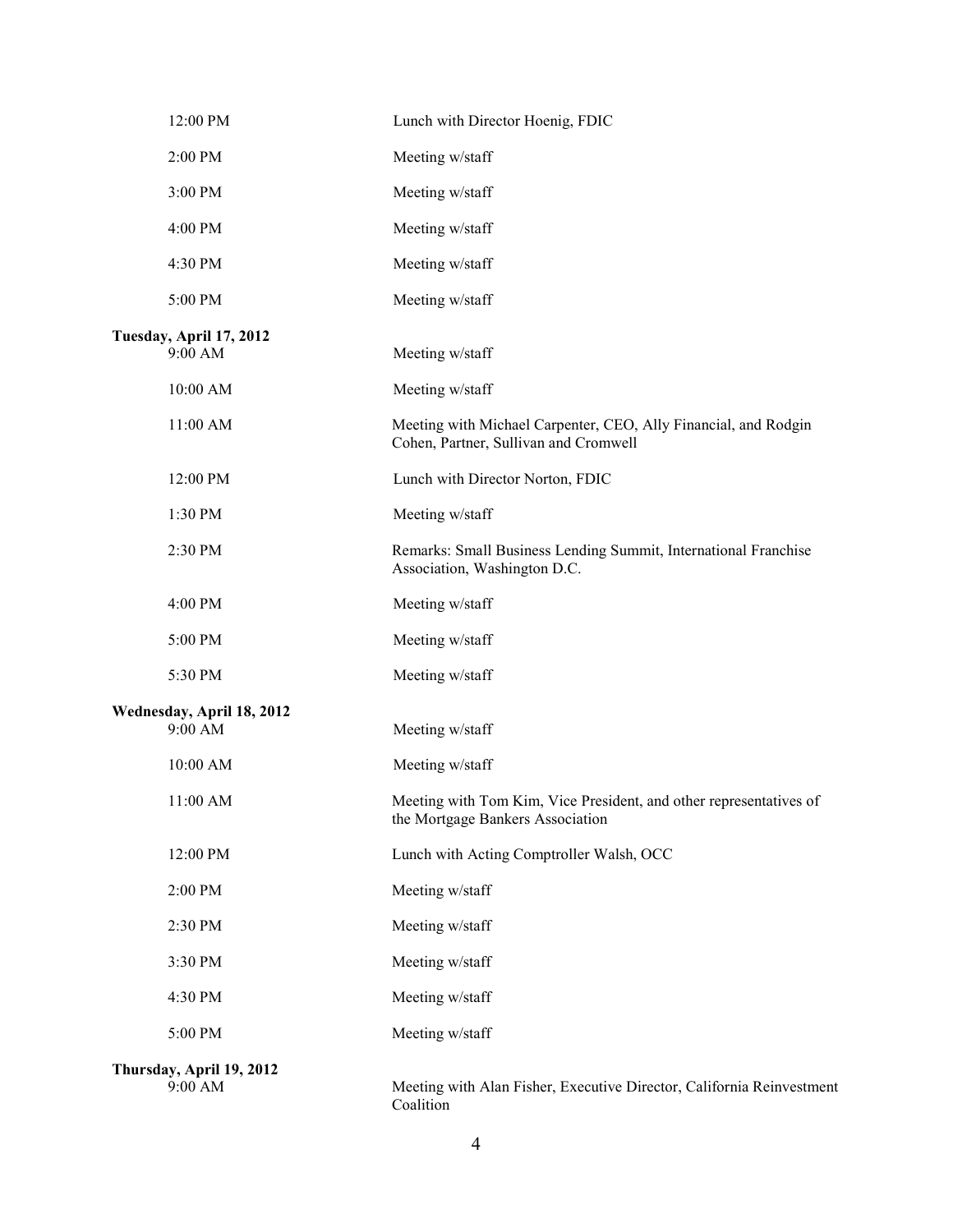| | |
|---|---|
| 12:00 PM | Lunch with Director Hoenig, FDIC |
| 2:00 PM | Meeting w/staff |
| 3:00 PM | Meeting w/staff |
| 4:00 PM | Meeting w/staff |
| 4:30 PM | Meeting w/staff |
| 5:00 PM | Meeting w/staff |

**Tuesday, April 17, 2012**

| | |
|---|---|
| 9:00 AM | Meeting w/staff |
| 10:00 AM | Meeting w/staff |
| 11:00 AM | Meeting with Michael Carpenter, CEO, Ally Financial, and Rodgin Cohen, Partner, Sullivan and Cromwell |
| 12:00 PM | Lunch with Director Norton, FDIC |
| 1:30 PM | Meeting w/staff |
| 2:30 PM | Remarks: Small Business Lending Summit, International Franchise Association, Washington D.C. |
| 4:00 PM | Meeting w/staff |
| 5:00 PM | Meeting w/staff |
| 5:30 PM | Meeting w/staff |

**Wednesday, April 18, 2012**

| | |
|---|---|
| 9:00 AM | Meeting w/staff |
| 10:00 AM | Meeting w/staff |
| 11:00 AM | Meeting with Tom Kim, Vice President, and other representatives of the Mortgage Bankers Association |
| 12:00 PM | Lunch with Acting Comptroller Walsh, OCC |
| 2:00 PM | Meeting w/staff |
| 2:30 PM | Meeting w/staff |
| 3:30 PM | Meeting w/staff |
| 4:30 PM | Meeting w/staff |
| 5:00 PM | Meeting w/staff |

**Thursday, April 19, 2012**

| | |
|---|---|
| 9:00 AM | Meeting with Alan Fisher, Executive Director, California Reinvestment Coalition |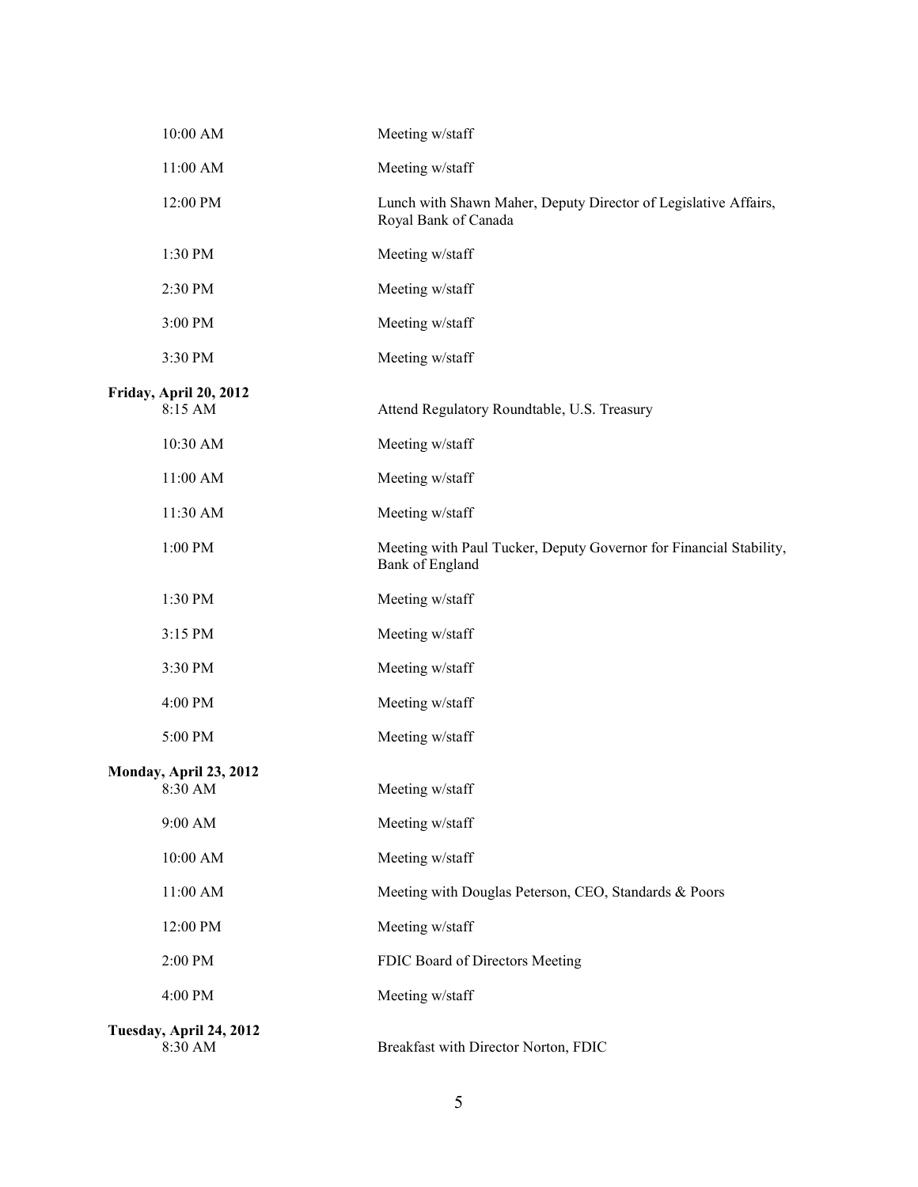| | |
|---|---|
| 10:00 AM | Meeting w/staff |
| 11:00 AM | Meeting w/staff |
| 12:00 PM | Lunch with Shawn Maher, Deputy Director of Legislative Affairs, Royal Bank of Canada |
| 1:30 PM | Meeting w/staff |
| 2:30 PM | Meeting w/staff |
| 3:00 PM | Meeting w/staff |
| 3:30 PM | Meeting w/staff |

**Friday, April 20, 2012**

| | |
|---|---|
| 8:15 AM | Attend Regulatory Roundtable, U.S. Treasury |
| 10:30 AM | Meeting w/staff |
| 11:00 AM | Meeting w/staff |
| 11:30 AM | Meeting w/staff |
| 1:00 PM | Meeting with Paul Tucker, Deputy Governor for Financial Stability, Bank of England |
| 1:30 PM | Meeting w/staff |
| 3:15 PM | Meeting w/staff |
| 3:30 PM | Meeting w/staff |
| 4:00 PM | Meeting w/staff |
| 5:00 PM | Meeting w/staff |

**Monday, April 23, 2012**

| | |
|---|---|
| 8:30 AM | Meeting w/staff |
| 9:00 AM | Meeting w/staff |
| 10:00 AM | Meeting w/staff |
| 11:00 AM | Meeting with Douglas Peterson, CEO, Standards & Poors |
| 12:00 PM | Meeting w/staff |
| 2:00 PM | FDIC Board of Directors Meeting |
| 4:00 PM | Meeting w/staff |

**Tuesday, April 24, 2012**

| | |
|---|---|
| 8:30 AM | Breakfast with Director Norton, FDIC |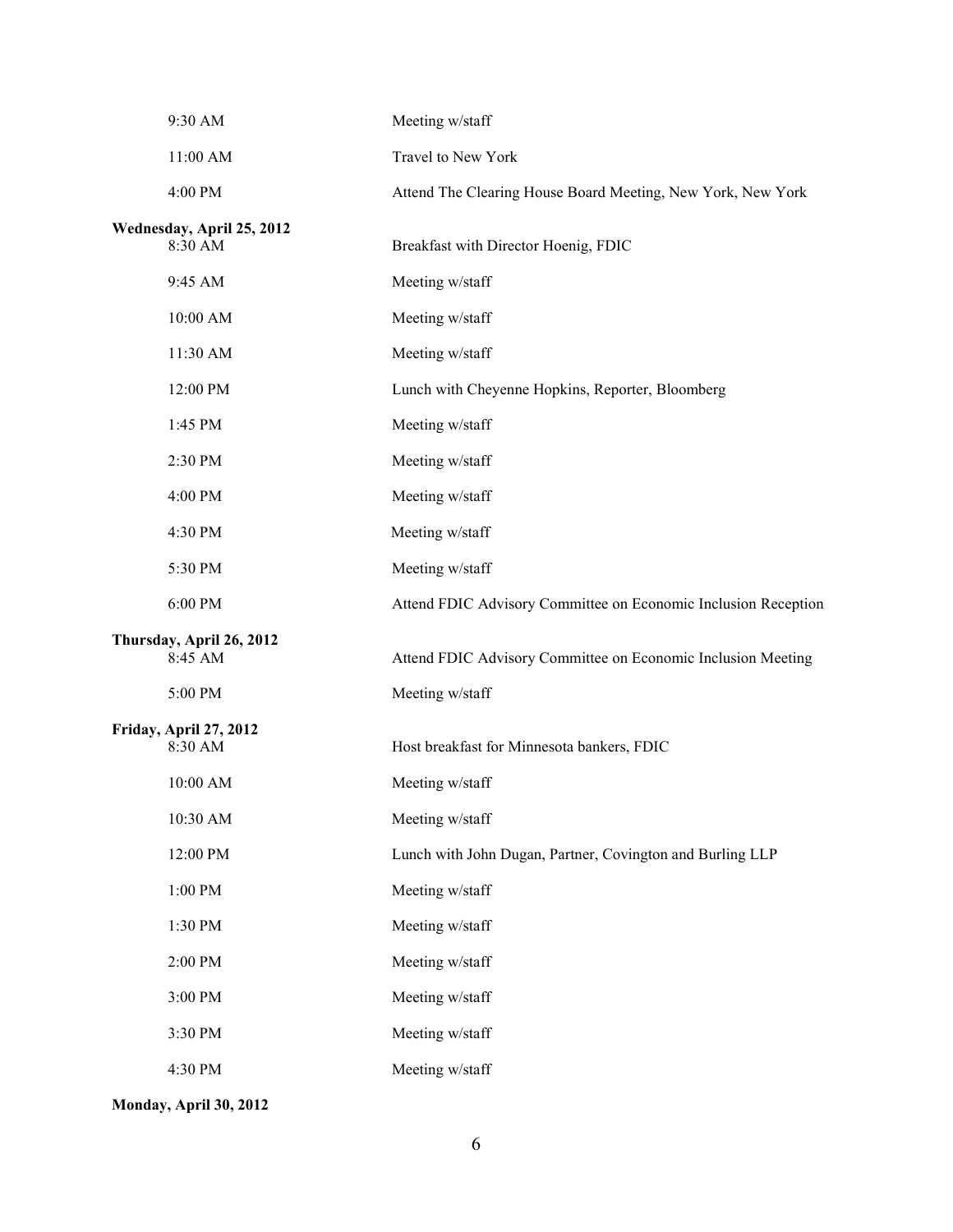| | |
|---|---|
| 9:30 AM | Meeting w/staff |
| 11:00 AM | Travel to New York |
| 4:00 PM | Attend The Clearing House Board Meeting, New York, New York |

**Wednesday, April 25, 2012**

| | |
|---|---|
| 8:30 AM | Breakfast with Director Hoenig, FDIC |
| 9:45 AM | Meeting w/staff |
| 10:00 AM | Meeting w/staff |
| 11:30 AM | Meeting w/staff |
| 12:00 PM | Lunch with Cheyenne Hopkins, Reporter, Bloomberg |
| 1:45 PM | Meeting w/staff |
| 2:30 PM | Meeting w/staff |
| 4:00 PM | Meeting w/staff |
| 4:30 PM | Meeting w/staff |
| 5:30 PM | Meeting w/staff |
| 6:00 PM | Attend FDIC Advisory Committee on Economic Inclusion Reception |

**Thursday, April 26, 2012**

| | |
|---|---|
| 8:45 AM | Attend FDIC Advisory Committee on Economic Inclusion Meeting |
| 5:00 PM | Meeting w/staff |

**Friday, April 27, 2012**

| | |
|---|---|
| 8:30 AM | Host breakfast for Minnesota bankers, FDIC |
| 10:00 AM | Meeting w/staff |
| 10:30 AM | Meeting w/staff |
| 12:00 PM | Lunch with John Dugan, Partner, Covington and Burling LLP |
| 1:00 PM | Meeting w/staff |
| 1:30 PM | Meeting w/staff |
| 2:00 PM | Meeting w/staff |
| 3:00 PM | Meeting w/staff |
| 3:30 PM | Meeting w/staff |
| 4:30 PM | Meeting w/staff |

**Monday, April 30, 2012**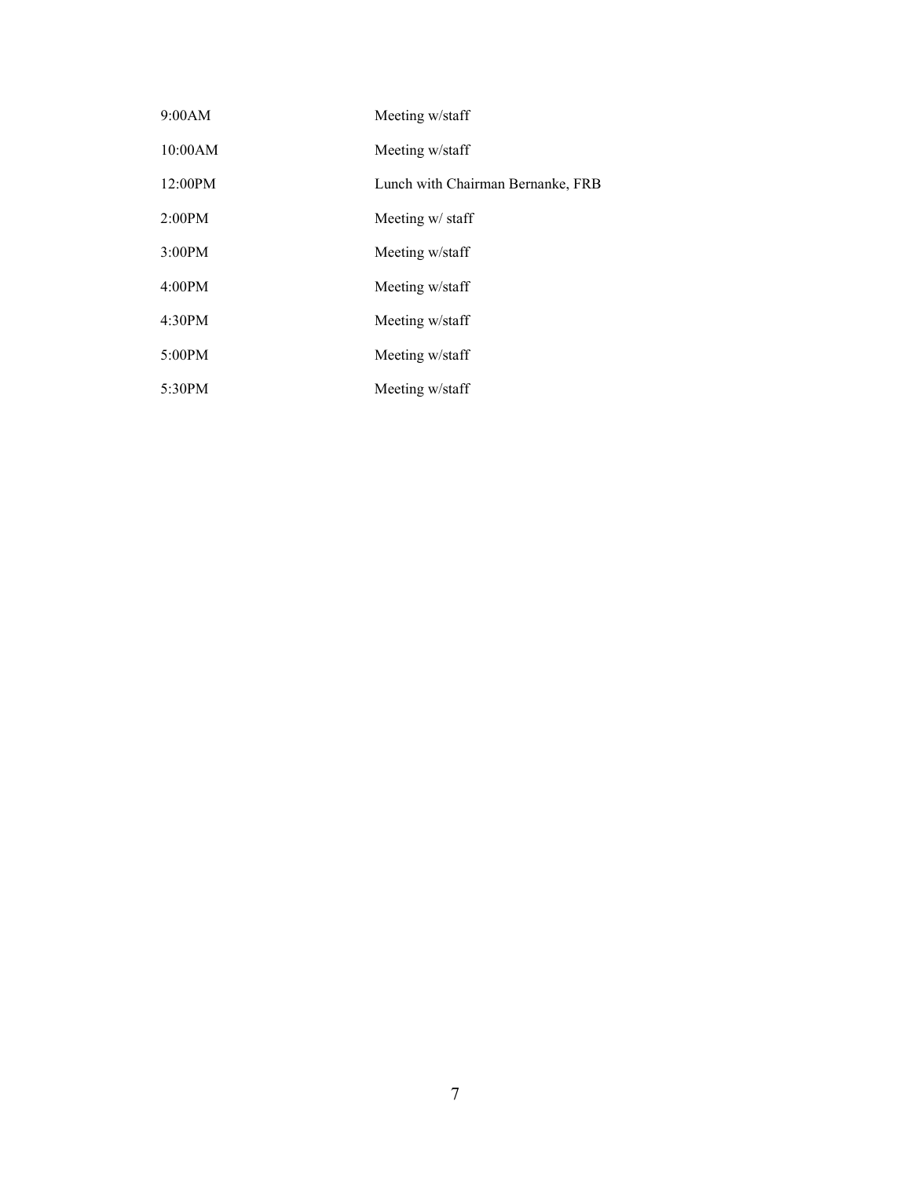| | |
|---|---|
| 9:00AM | Meeting w/staff |
| 10:00AM | Meeting w/staff |
| 12:00PM | Lunch with Chairman Bernanke, FRB |
| 2:00PM | Meeting w/ staff |
| 3:00PM | Meeting w/staff |
| 4:00PM | Meeting w/staff |
| 4:30PM | Meeting w/staff |
| 5:00PM | Meeting w/staff |
| 5:30PM | Meeting w/staff |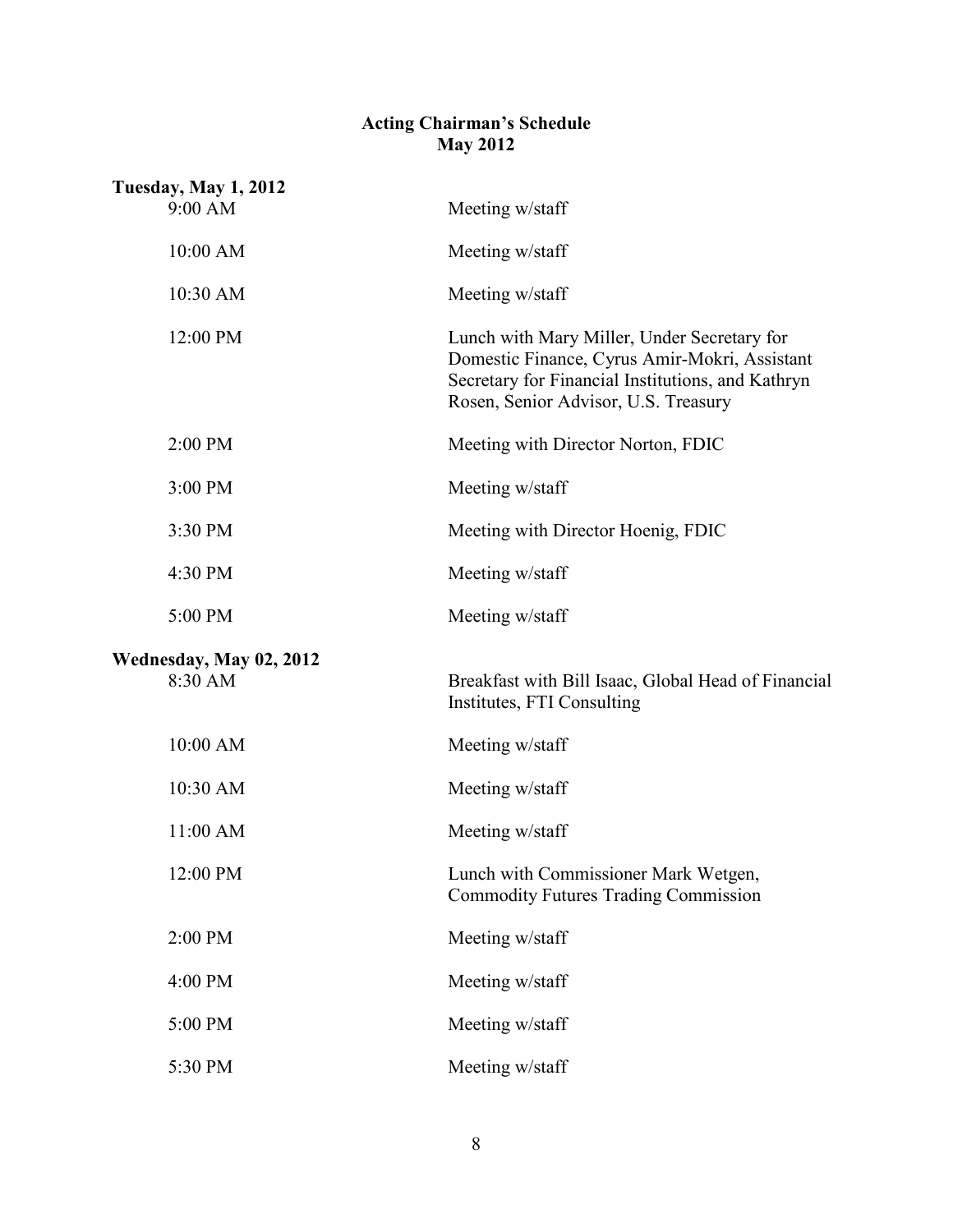# Acting Chairman's Schedule
## May 2012

**Tuesday, May 1, 2012**

| | |
|---|---|
| 9:00 AM | Meeting w/staff |
| 10:00 AM | Meeting w/staff |
| 10:30 AM | Meeting w/staff |
| 12:00 PM | Lunch with Mary Miller, Under Secretary for Domestic Finance, Cyrus Amir-Mokri, Assistant Secretary for Financial Institutions, and Kathryn Rosen, Senior Advisor, U.S. Treasury |
| 2:00 PM | Meeting with Director Norton, FDIC |
| 3:00 PM | Meeting w/staff |
| 3:30 PM | Meeting with Director Hoenig, FDIC |
| 4:30 PM | Meeting w/staff |
| 5:00 PM | Meeting w/staff |

**Wednesday, May 02, 2012**

| | |
|---|---|
| 8:30 AM | Breakfast with Bill Isaac, Global Head of Financial Institutes, FTI Consulting |
| 10:00 AM | Meeting w/staff |
| 10:30 AM | Meeting w/staff |
| 11:00 AM | Meeting w/staff |
| 12:00 PM | Lunch with Commissioner Mark Wetgen, Commodity Futures Trading Commission |
| 2:00 PM | Meeting w/staff |
| 4:00 PM | Meeting w/staff |
| 5:00 PM | Meeting w/staff |
| 5:30 PM | Meeting w/staff |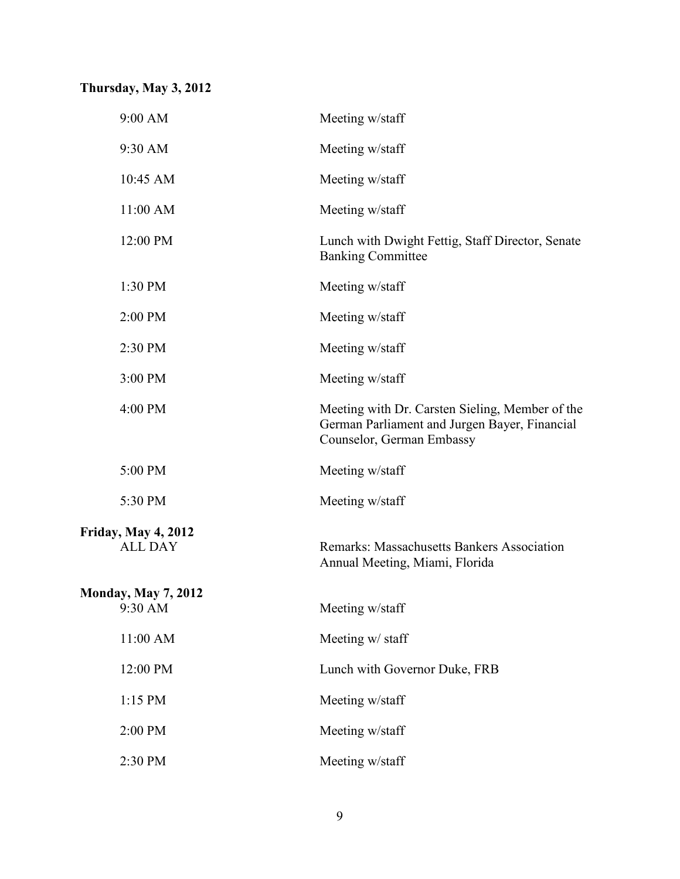**Thursday, May 3, 2012**

| | |
|---|---|
| 9:00 AM | Meeting w/staff |
| 9:30 AM | Meeting w/staff |
| 10:45 AM | Meeting w/staff |
| 11:00 AM | Meeting w/staff |
| 12:00 PM | Lunch with Dwight Fettig, Staff Director, Senate Banking Committee |
| 1:30 PM | Meeting w/staff |
| 2:00 PM | Meeting w/staff |
| 2:30 PM | Meeting w/staff |
| 3:00 PM | Meeting w/staff |
| 4:00 PM | Meeting with Dr. Carsten Sieling, Member of the German Parliament and Jurgen Bayer, Financial Counselor, German Embassy |
| 5:00 PM | Meeting w/staff |
| 5:30 PM | Meeting w/staff |

**Friday, May 4, 2012**

| | |
|---|---|
| ALL DAY | Remarks: Massachusetts Bankers Association Annual Meeting, Miami, Florida |

**Monday, May 7, 2012**

| | |
|---|---|
| 9:30 AM | Meeting w/staff |
| 11:00 AM | Meeting w/ staff |
| 12:00 PM | Lunch with Governor Duke, FRB |
| 1:15 PM | Meeting w/staff |
| 2:00 PM | Meeting w/staff |
| 2:30 PM | Meeting w/staff |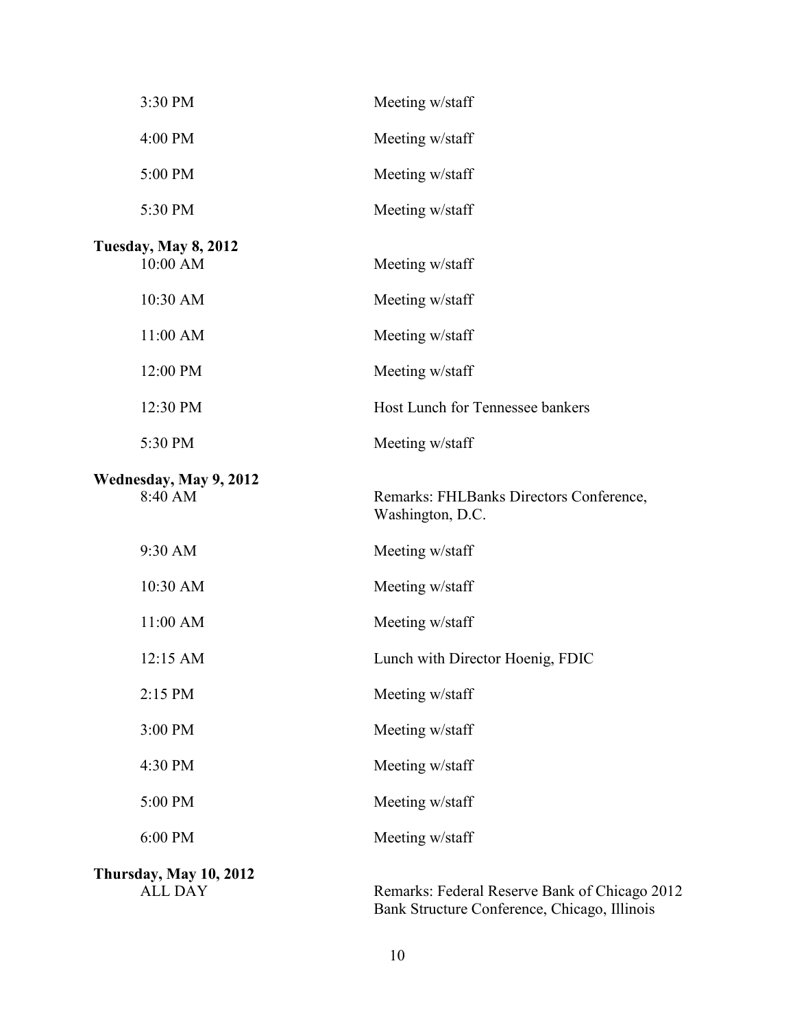| | |
|---|---|
| 3:30 PM | Meeting w/staff |
| 4:00 PM | Meeting w/staff |
| 5:00 PM | Meeting w/staff |
| 5:30 PM | Meeting w/staff |

**Tuesday, May 8, 2012**

| | |
|---|---|
| 10:00 AM | Meeting w/staff |
| 10:30 AM | Meeting w/staff |
| 11:00 AM | Meeting w/staff |
| 12:00 PM | Meeting w/staff |
| 12:30 PM | Host Lunch for Tennessee bankers |
| 5:30 PM | Meeting w/staff |

**Wednesday, May 9, 2012**

| | |
|---|---|
| 8:40 AM | Remarks: FHLBanks Directors Conference, Washington, D.C. |
| 9:30 AM | Meeting w/staff |
| 10:30 AM | Meeting w/staff |
| 11:00 AM | Meeting w/staff |
| 12:15 AM | Lunch with Director Hoenig, FDIC |
| 2:15 PM | Meeting w/staff |
| 3:00 PM | Meeting w/staff |
| 4:30 PM | Meeting w/staff |
| 5:00 PM | Meeting w/staff |
| 6:00 PM | Meeting w/staff |

**Thursday, May 10, 2012**

| | |
|---|---|
| ALL DAY | Remarks: Federal Reserve Bank of Chicago 2012 Bank Structure Conference, Chicago, Illinois |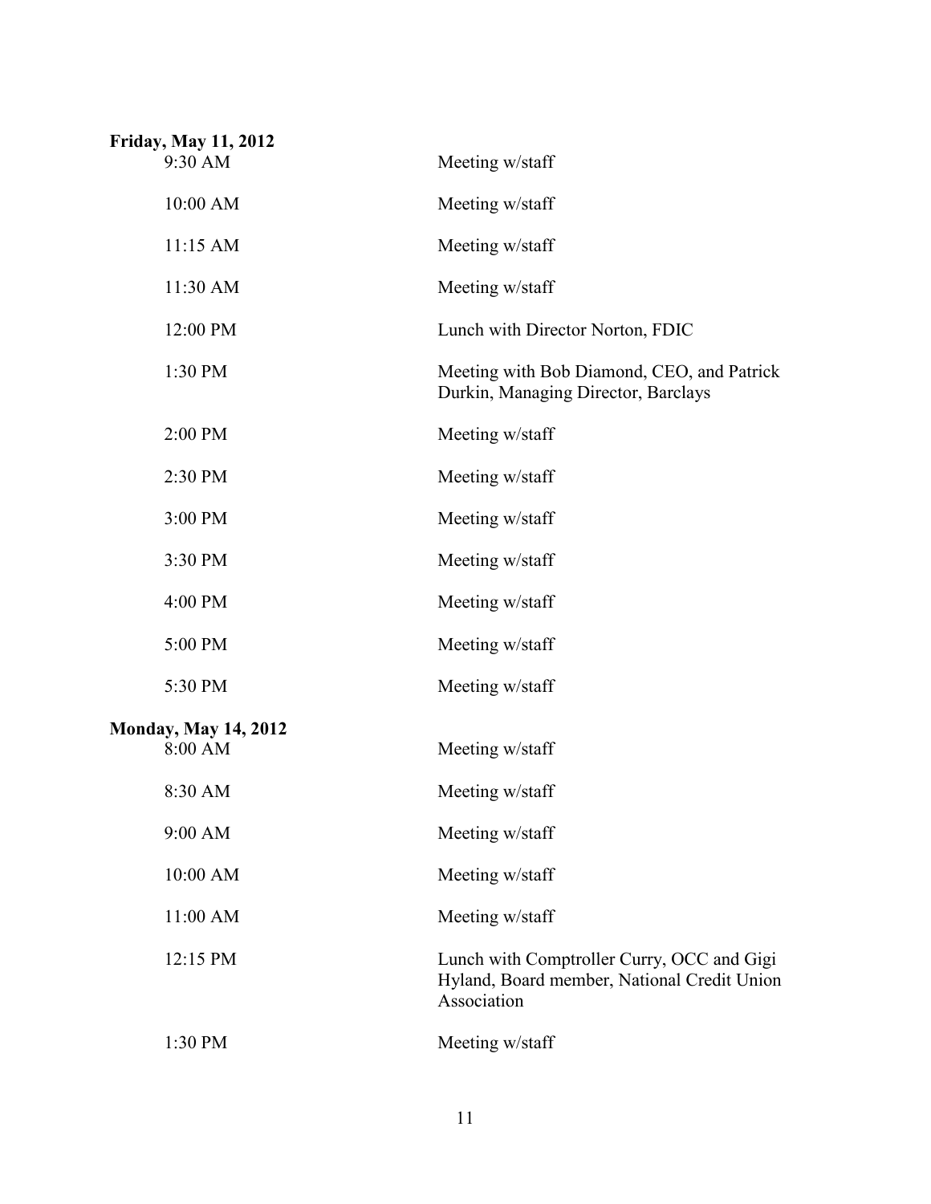**Friday, May 11, 2012**

| | |
|---|---|
| 9:30 AM | Meeting w/staff |
| 10:00 AM | Meeting w/staff |
| 11:15 AM | Meeting w/staff |
| 11:30 AM | Meeting w/staff |
| 12:00 PM | Lunch with Director Norton, FDIC |
| 1:30 PM | Meeting with Bob Diamond, CEO, and Patrick Durkin, Managing Director, Barclays |
| 2:00 PM | Meeting w/staff |
| 2:30 PM | Meeting w/staff |
| 3:00 PM | Meeting w/staff |
| 3:30 PM | Meeting w/staff |
| 4:00 PM | Meeting w/staff |
| 5:00 PM | Meeting w/staff |
| 5:30 PM | Meeting w/staff |

**Monday, May 14, 2012**

| | |
|---|---|
| 8:00 AM | Meeting w/staff |
| 8:30 AM | Meeting w/staff |
| 9:00 AM | Meeting w/staff |
| 10:00 AM | Meeting w/staff |
| 11:00 AM | Meeting w/staff |
| 12:15 PM | Lunch with Comptroller Curry, OCC and Gigi Hyland, Board member, National Credit Union Association |
| 1:30 PM | Meeting w/staff |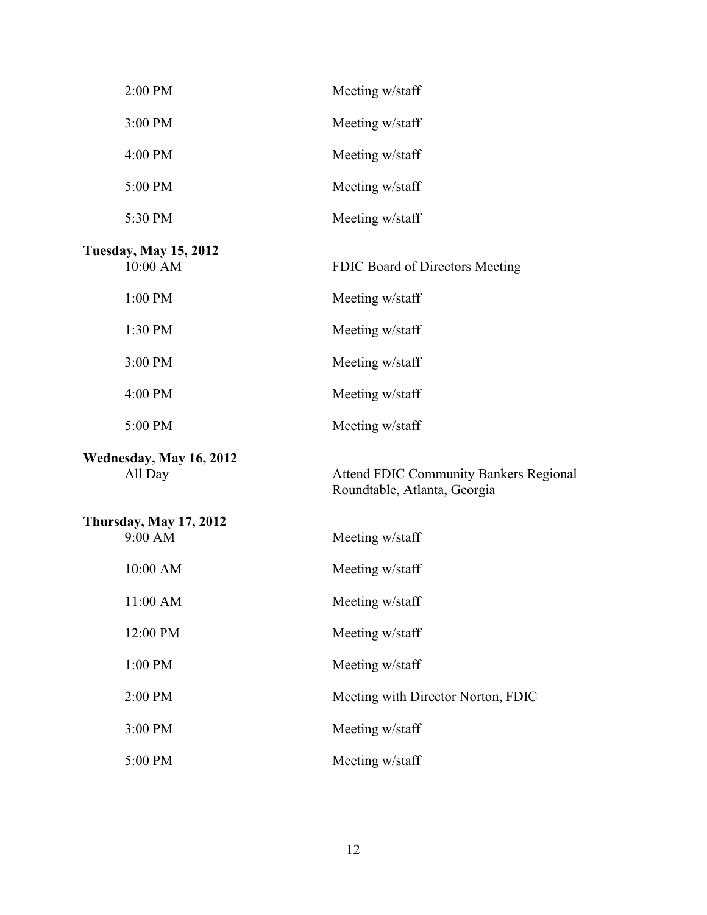| | |
|---|---|
| 2:00 PM | Meeting w/staff |
| 3:00 PM | Meeting w/staff |
| 4:00 PM | Meeting w/staff |
| 5:00 PM | Meeting w/staff |
| 5:30 PM | Meeting w/staff |

**Tuesday, May 15, 2012**

| | |
|---|---|
| 10:00 AM | FDIC Board of Directors Meeting |
| 1:00 PM | Meeting w/staff |
| 1:30 PM | Meeting w/staff |
| 3:00 PM | Meeting w/staff |
| 4:00 PM | Meeting w/staff |
| 5:00 PM | Meeting w/staff |

**Wednesday, May 16, 2012**

| | |
|---|---|
| All Day | Attend FDIC Community Bankers Regional Roundtable, Atlanta, Georgia |

**Thursday, May 17, 2012**

| | |
|---|---|
| 9:00 AM | Meeting w/staff |
| 10:00 AM | Meeting w/staff |
| 11:00 AM | Meeting w/staff |
| 12:00 PM | Meeting w/staff |
| 1:00 PM | Meeting w/staff |
| 2:00 PM | Meeting with Director Norton, FDIC |
| 3:00 PM | Meeting w/staff |
| 5:00 PM | Meeting w/staff |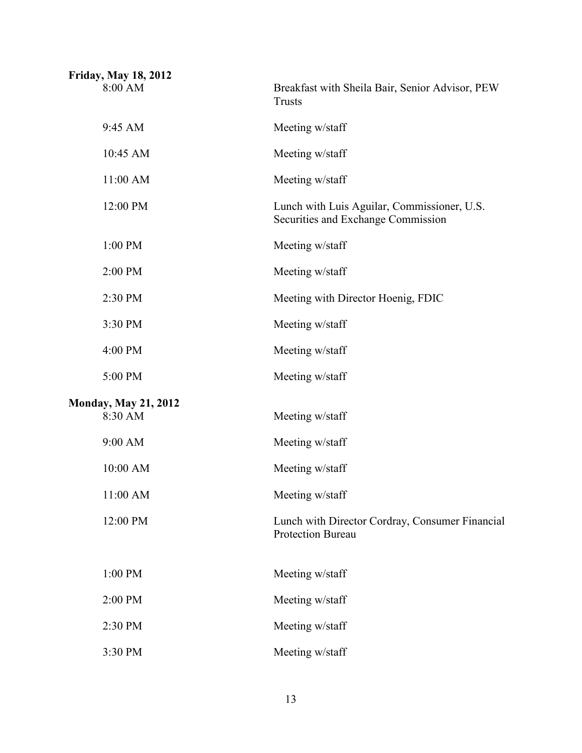**Friday, May 18, 2012**

| | |
|---|---|
| 8:00 AM | Breakfast with Sheila Bair, Senior Advisor, PEW Trusts |
| 9:45 AM | Meeting w/staff |
| 10:45 AM | Meeting w/staff |
| 11:00 AM | Meeting w/staff |
| 12:00 PM | Lunch with Luis Aguilar, Commissioner, U.S. Securities and Exchange Commission |
| 1:00 PM | Meeting w/staff |
| 2:00 PM | Meeting w/staff |
| 2:30 PM | Meeting with Director Hoenig, FDIC |
| 3:30 PM | Meeting w/staff |
| 4:00 PM | Meeting w/staff |
| 5:00 PM | Meeting w/staff |

**Monday, May 21, 2012**

| | |
|---|---|
| 8:30 AM | Meeting w/staff |
| 9:00 AM | Meeting w/staff |
| 10:00 AM | Meeting w/staff |
| 11:00 AM | Meeting w/staff |
| 12:00 PM | Lunch with Director Cordray, Consumer Financial Protection Bureau |
| 1:00 PM | Meeting w/staff |
| 2:00 PM | Meeting w/staff |
| 2:30 PM | Meeting w/staff |
| 3:30 PM | Meeting w/staff |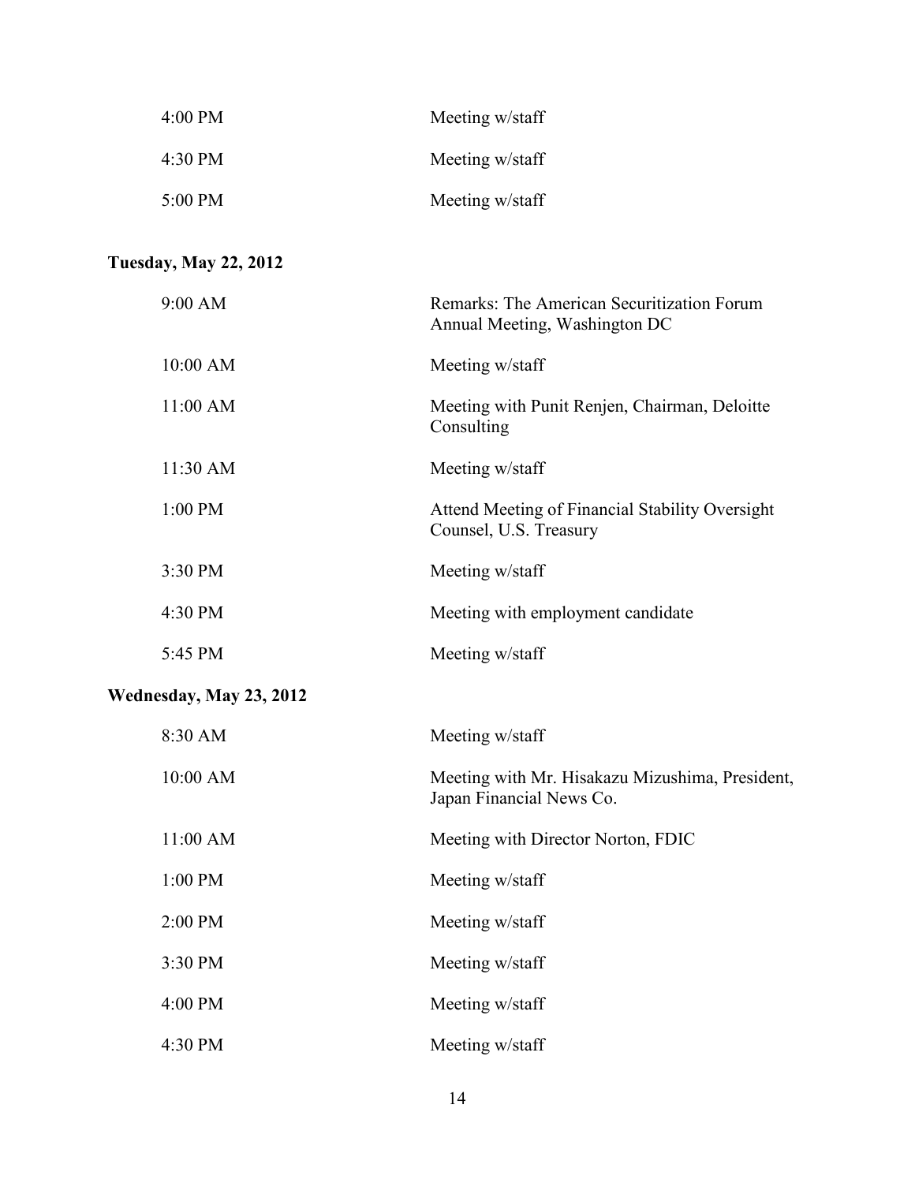| | |
|---|---|
| 4:00 PM | Meeting w/staff |
| 4:30 PM | Meeting w/staff |
| 5:00 PM | Meeting w/staff |

**Tuesday, May 22, 2012**

| | |
|---|---|
| 9:00 AM | Remarks: The American Securitization Forum Annual Meeting, Washington DC |
| 10:00 AM | Meeting w/staff |
| 11:00 AM | Meeting with Punit Renjen, Chairman, Deloitte Consulting |
| 11:30 AM | Meeting w/staff |
| 1:00 PM | Attend Meeting of Financial Stability Oversight Counsel, U.S. Treasury |
| 3:30 PM | Meeting w/staff |
| 4:30 PM | Meeting with employment candidate |
| 5:45 PM | Meeting w/staff |

**Wednesday, May 23, 2012**

| | |
|---|---|
| 8:30 AM | Meeting w/staff |
| 10:00 AM | Meeting with Mr. Hisakazu Mizushima, President, Japan Financial News Co. |
| 11:00 AM | Meeting with Director Norton, FDIC |
| 1:00 PM | Meeting w/staff |
| 2:00 PM | Meeting w/staff |
| 3:30 PM | Meeting w/staff |
| 4:00 PM | Meeting w/staff |
| 4:30 PM | Meeting w/staff |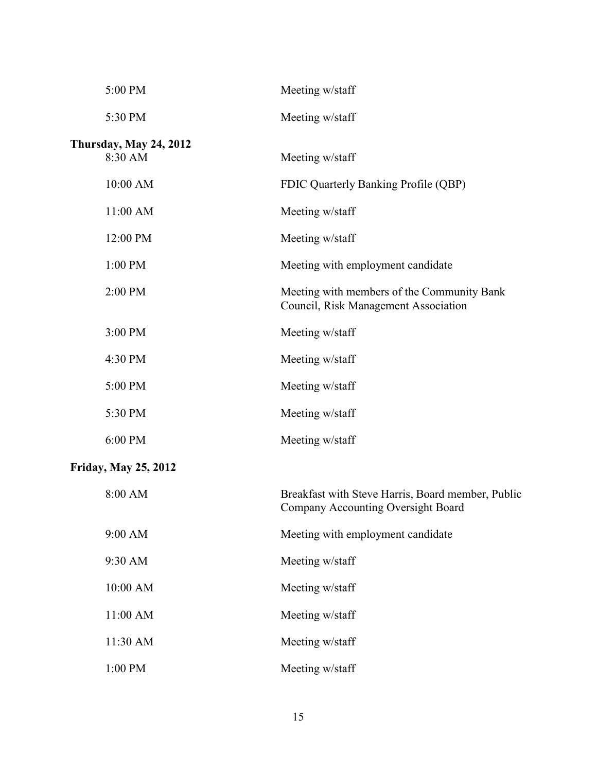| | |
|---|---|
| 5:00 PM | Meeting w/staff |
| 5:30 PM | Meeting w/staff |

**Thursday, May 24, 2012**

| | |
|---|---|
| 8:30 AM | Meeting w/staff |
| 10:00 AM | FDIC Quarterly Banking Profile (QBP) |
| 11:00 AM | Meeting w/staff |
| 12:00 PM | Meeting w/staff |
| 1:00 PM | Meeting with employment candidate |
| 2:00 PM | Meeting with members of the Community Bank Council, Risk Management Association |
| 3:00 PM | Meeting w/staff |
| 4:30 PM | Meeting w/staff |
| 5:00 PM | Meeting w/staff |
| 5:30 PM | Meeting w/staff |
| 6:00 PM | Meeting w/staff |

**Friday, May 25, 2012**

| | |
|---|---|
| 8:00 AM | Breakfast with Steve Harris, Board member, Public Company Accounting Oversight Board |
| 9:00 AM | Meeting with employment candidate |
| 9:30 AM | Meeting w/staff |
| 10:00 AM | Meeting w/staff |
| 11:00 AM | Meeting w/staff |
| 11:30 AM | Meeting w/staff |
| 1:00 PM | Meeting w/staff |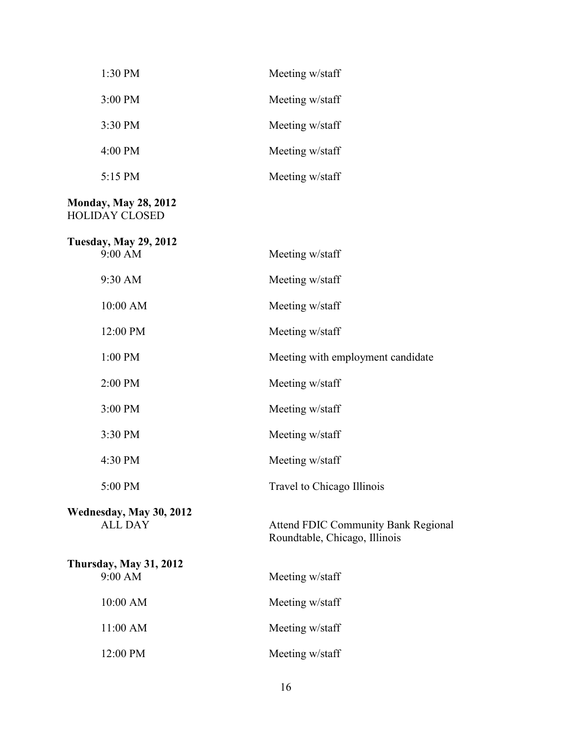| | |
|---|---|
| 1:30 PM | Meeting w/staff |
| 3:00 PM | Meeting w/staff |
| 3:30 PM | Meeting w/staff |
| 4:00 PM | Meeting w/staff |
| 5:15 PM | Meeting w/staff |

**Monday, May 28, 2012**
HOLIDAY CLOSED

**Tuesday, May 29, 2012**

| | |
|---|---|
| 9:00 AM | Meeting w/staff |
| 9:30 AM | Meeting w/staff |
| 10:00 AM | Meeting w/staff |
| 12:00 PM | Meeting w/staff |
| 1:00 PM | Meeting with employment candidate |
| 2:00 PM | Meeting w/staff |
| 3:00 PM | Meeting w/staff |
| 3:30 PM | Meeting w/staff |
| 4:30 PM | Meeting w/staff |
| 5:00 PM | Travel to Chicago Illinois |

**Wednesday, May 30, 2012**

| | |
|---|---|
| ALL DAY | Attend FDIC Community Bank Regional Roundtable, Chicago, Illinois |

**Thursday, May 31, 2012**

| | |
|---|---|
| 9:00 AM | Meeting w/staff |
| 10:00 AM | Meeting w/staff |
| 11:00 AM | Meeting w/staff |
| 12:00 PM | Meeting w/staff |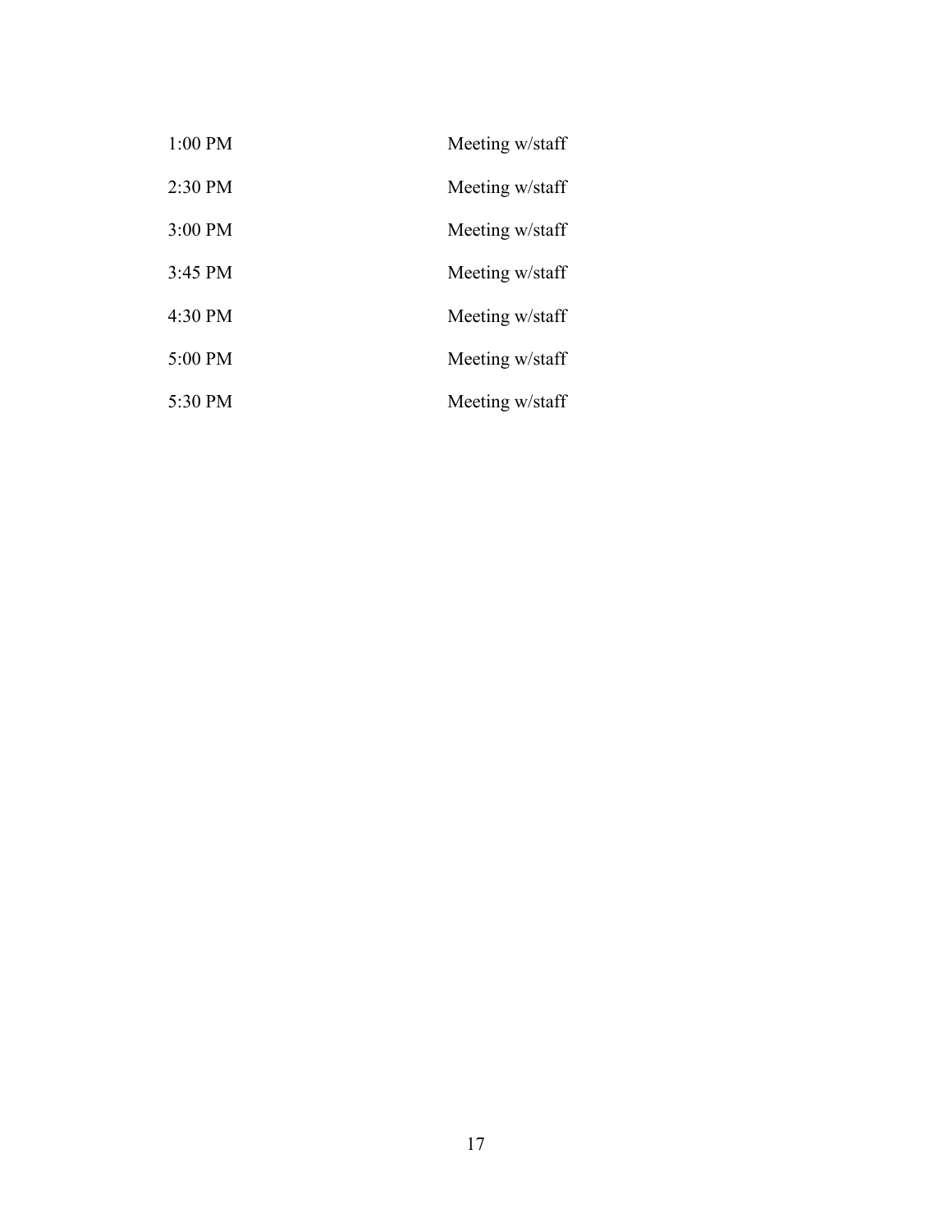| | |
|---|---|
| 1:00 PM | Meeting w/staff |
| 2:30 PM | Meeting w/staff |
| 3:00 PM | Meeting w/staff |
| 3:45 PM | Meeting w/staff |
| 4:30 PM | Meeting w/staff |
| 5:00 PM | Meeting w/staff |
| 5:30 PM | Meeting w/staff |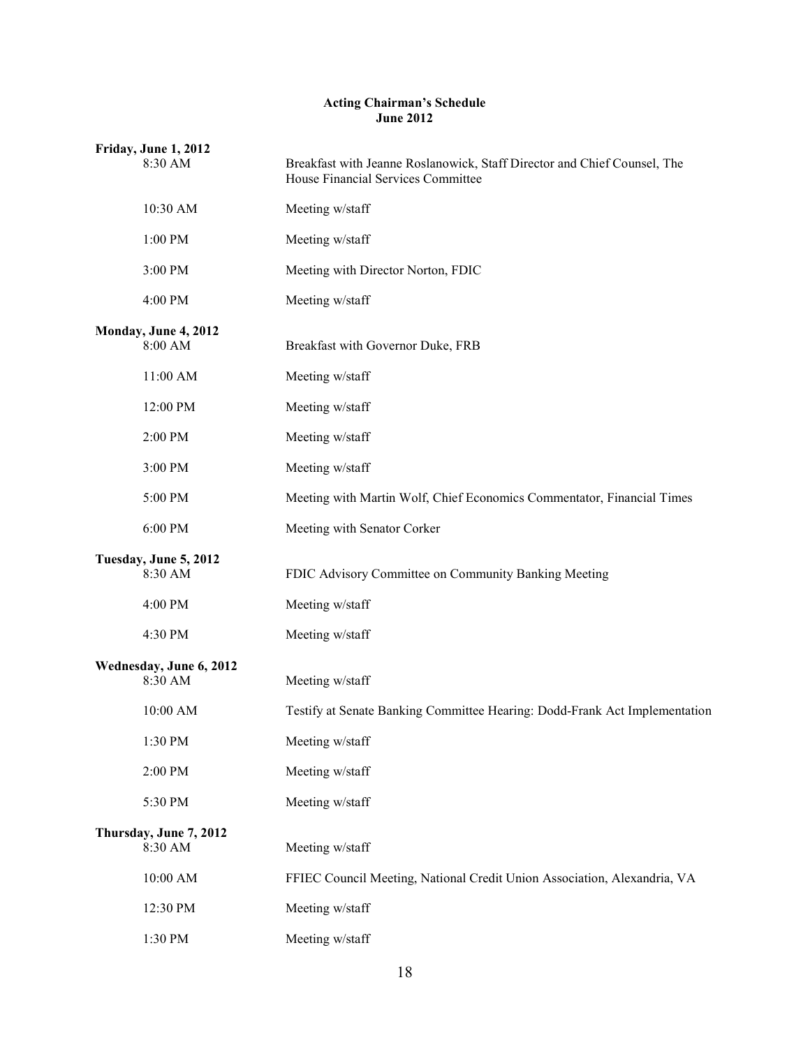**Acting Chairman's Schedule**
**June 2012**

**Friday, June 1, 2012**

| | |
|---|---|
| 8:30 AM | Breakfast with Jeanne Roslanowick, Staff Director and Chief Counsel, The House Financial Services Committee |
| 10:30 AM | Meeting w/staff |
| 1:00 PM | Meeting w/staff |
| 3:00 PM | Meeting with Director Norton, FDIC |
| 4:00 PM | Meeting w/staff |

**Monday, June 4, 2012**

| | |
|---|---|
| 8:00 AM | Breakfast with Governor Duke, FRB |
| 11:00 AM | Meeting w/staff |
| 12:00 PM | Meeting w/staff |
| 2:00 PM | Meeting w/staff |
| 3:00 PM | Meeting w/staff |
| 5:00 PM | Meeting with Martin Wolf, Chief Economics Commentator, Financial Times |
| 6:00 PM | Meeting with Senator Corker |

**Tuesday, June 5, 2012**

| | |
|---|---|
| 8:30 AM | FDIC Advisory Committee on Community Banking Meeting |
| 4:00 PM | Meeting w/staff |
| 4:30 PM | Meeting w/staff |

**Wednesday, June 6, 2012**

| | |
|---|---|
| 8:30 AM | Meeting w/staff |
| 10:00 AM | Testify at Senate Banking Committee Hearing: Dodd-Frank Act Implementation |
| 1:30 PM | Meeting w/staff |
| 2:00 PM | Meeting w/staff |
| 5:30 PM | Meeting w/staff |

**Thursday, June 7, 2012**

| | |
|---|---|
| 8:30 AM | Meeting w/staff |
| 10:00 AM | FFIEC Council Meeting, National Credit Union Association, Alexandria, VA |
| 12:30 PM | Meeting w/staff |
| 1:30 PM | Meeting w/staff |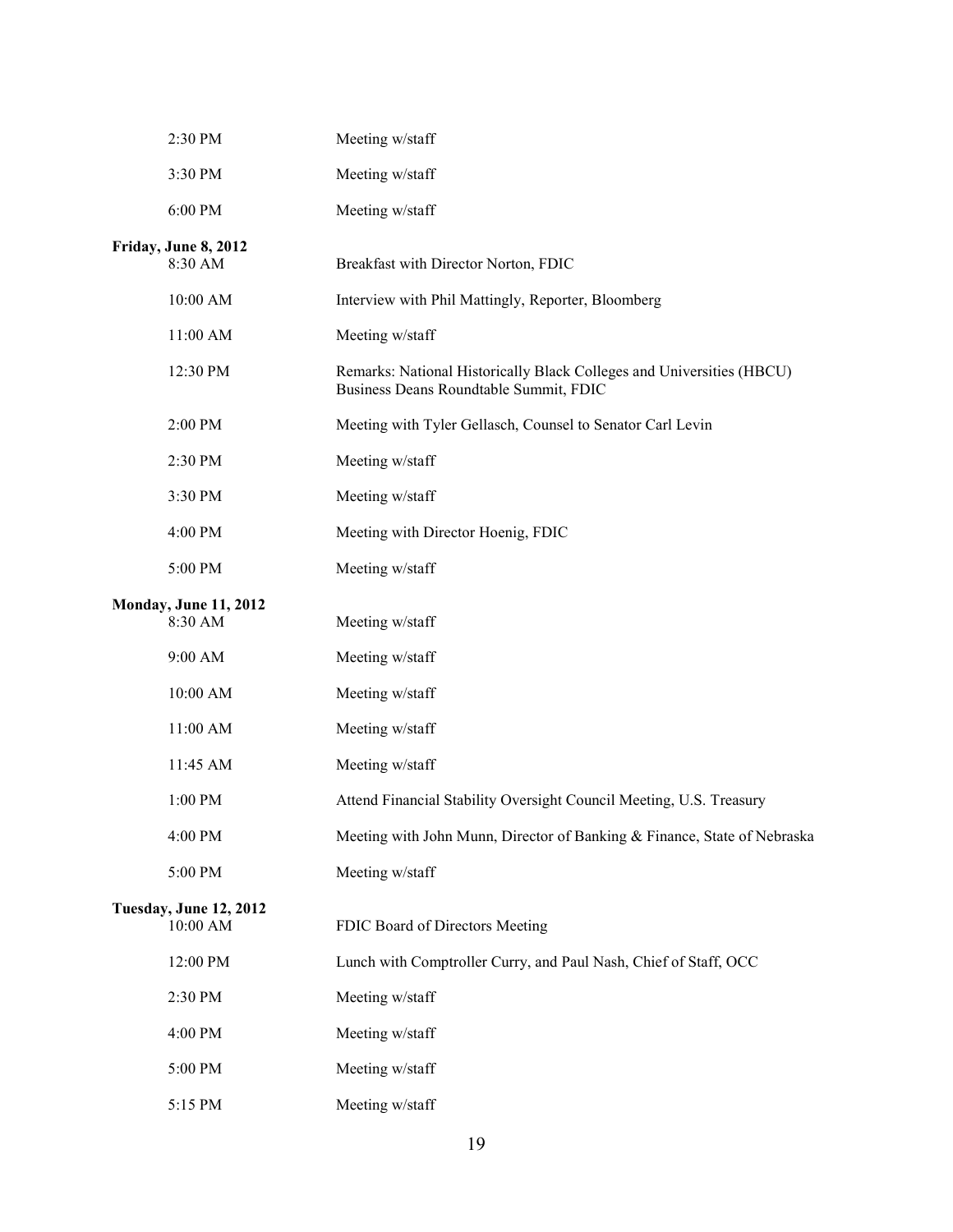| | |
|---|---|
| 2:30 PM | Meeting w/staff |
| 3:30 PM | Meeting w/staff |
| 6:00 PM | Meeting w/staff |

**Friday, June 8, 2012**

| | |
|---|---|
| 8:30 AM | Breakfast with Director Norton, FDIC |
| 10:00 AM | Interview with Phil Mattingly, Reporter, Bloomberg |
| 11:00 AM | Meeting w/staff |
| 12:30 PM | Remarks: National Historically Black Colleges and Universities (HBCU) Business Deans Roundtable Summit, FDIC |
| 2:00 PM | Meeting with Tyler Gellasch, Counsel to Senator Carl Levin |
| 2:30 PM | Meeting w/staff |
| 3:30 PM | Meeting w/staff |
| 4:00 PM | Meeting with Director Hoenig, FDIC |
| 5:00 PM | Meeting w/staff |

**Monday, June 11, 2012**

| | |
|---|---|
| 8:30 AM | Meeting w/staff |
| 9:00 AM | Meeting w/staff |
| 10:00 AM | Meeting w/staff |
| 11:00 AM | Meeting w/staff |
| 11:45 AM | Meeting w/staff |
| 1:00 PM | Attend Financial Stability Oversight Council Meeting, U.S. Treasury |
| 4:00 PM | Meeting with John Munn, Director of Banking & Finance, State of Nebraska |
| 5:00 PM | Meeting w/staff |

**Tuesday, June 12, 2012**

| | |
|---|---|
| 10:00 AM | FDIC Board of Directors Meeting |
| 12:00 PM | Lunch with Comptroller Curry, and Paul Nash, Chief of Staff, OCC |
| 2:30 PM | Meeting w/staff |
| 4:00 PM | Meeting w/staff |
| 5:00 PM | Meeting w/staff |
| 5:15 PM | Meeting w/staff |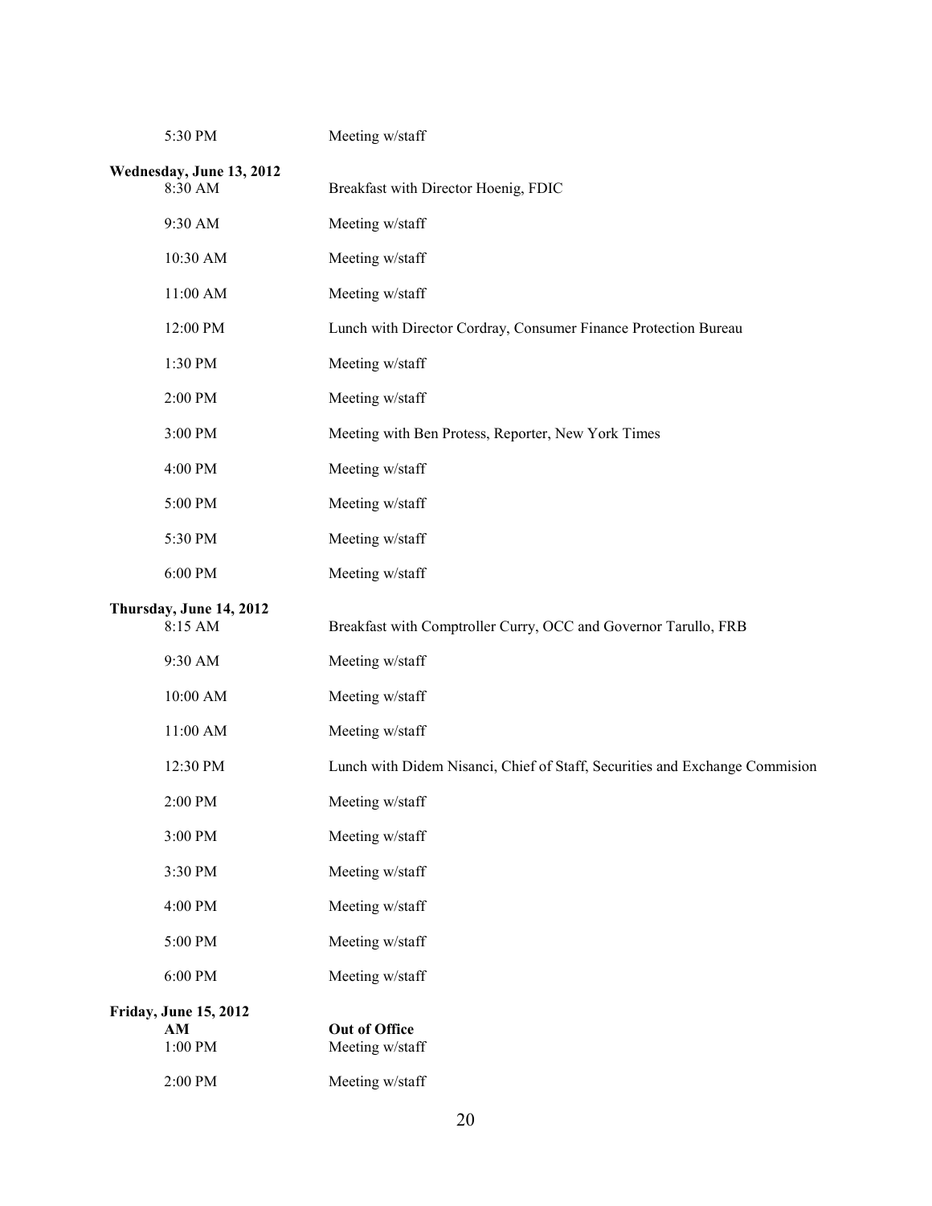| | |
|---|---|
| 5:30 PM | Meeting w/staff |

**Wednesday, June 13, 2012**

| | |
|---|---|
| 8:30 AM | Breakfast with Director Hoenig, FDIC |
| 9:30 AM | Meeting w/staff |
| 10:30 AM | Meeting w/staff |
| 11:00 AM | Meeting w/staff |
| 12:00 PM | Lunch with Director Cordray, Consumer Finance Protection Bureau |
| 1:30 PM | Meeting w/staff |
| 2:00 PM | Meeting w/staff |
| 3:00 PM | Meeting with Ben Protess, Reporter, New York Times |
| 4:00 PM | Meeting w/staff |
| 5:00 PM | Meeting w/staff |
| 5:30 PM | Meeting w/staff |
| 6:00 PM | Meeting w/staff |

**Thursday, June 14, 2012**

| | |
|---|---|
| 8:15 AM | Breakfast with Comptroller Curry, OCC and Governor Tarullo, FRB |
| 9:30 AM | Meeting w/staff |
| 10:00 AM | Meeting w/staff |
| 11:00 AM | Meeting w/staff |
| 12:30 PM | Lunch with Didem Nisanci, Chief of Staff, Securities and Exchange Commision |
| 2:00 PM | Meeting w/staff |
| 3:00 PM | Meeting w/staff |
| 3:30 PM | Meeting w/staff |
| 4:00 PM | Meeting w/staff |
| 5:00 PM | Meeting w/staff |
| 6:00 PM | Meeting w/staff |

**Friday, June 15, 2012**

| | |
|---|---|
| **AM** | **Out of Office** |
| 1:00 PM | Meeting w/staff |
| 2:00 PM | Meeting w/staff |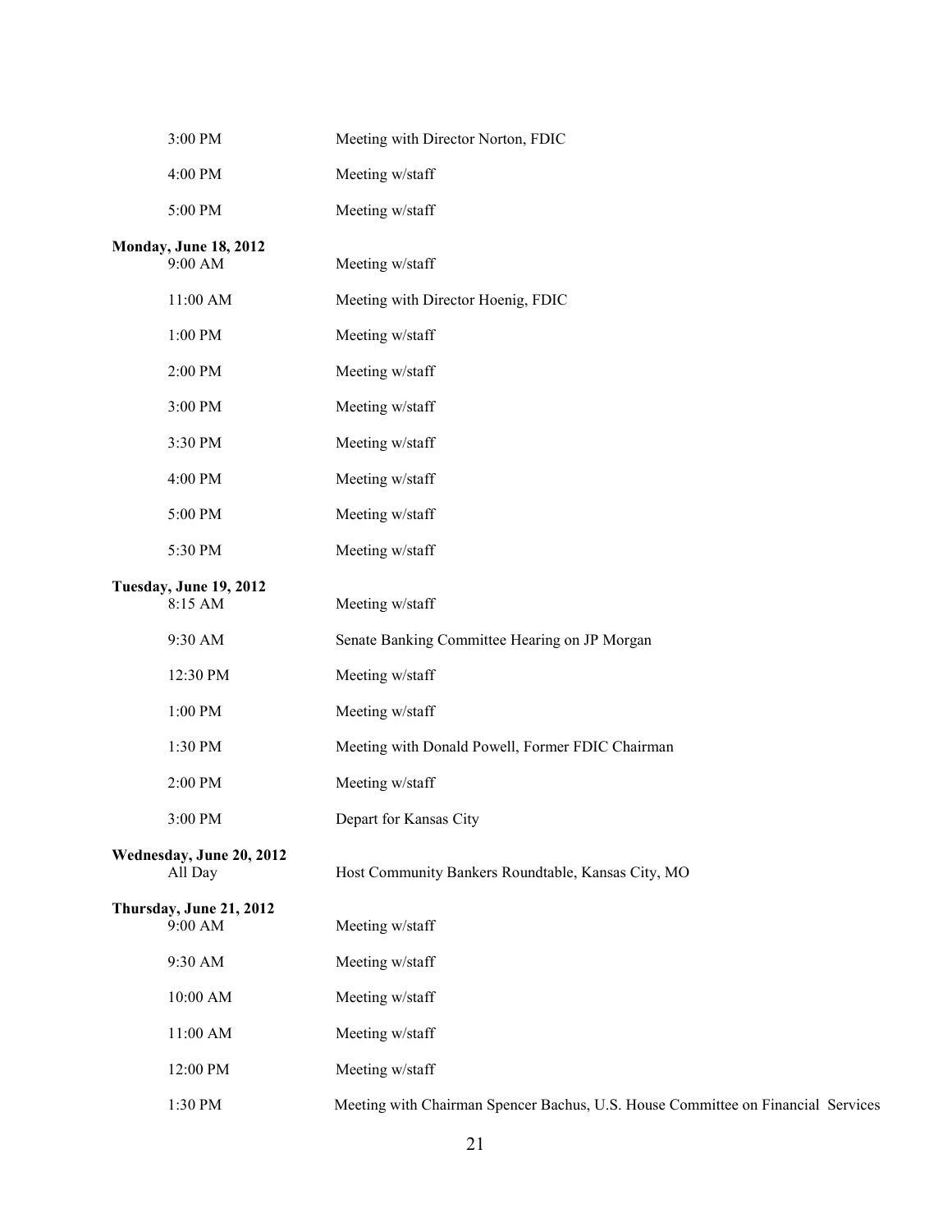| | |
|---|---|
| 3:00 PM | Meeting with Director Norton, FDIC |
| 4:00 PM | Meeting w/staff |
| 5:00 PM | Meeting w/staff |

**Monday, June 18, 2012**

| | |
|---|---|
| 9:00 AM | Meeting w/staff |
| 11:00 AM | Meeting with Director Hoenig, FDIC |
| 1:00 PM | Meeting w/staff |
| 2:00 PM | Meeting w/staff |
| 3:00 PM | Meeting w/staff |
| 3:30 PM | Meeting w/staff |
| 4:00 PM | Meeting w/staff |
| 5:00 PM | Meeting w/staff |
| 5:30 PM | Meeting w/staff |

**Tuesday, June 19, 2012**

| | |
|---|---|
| 8:15 AM | Meeting w/staff |
| 9:30 AM | Senate Banking Committee Hearing on JP Morgan |
| 12:30 PM | Meeting w/staff |
| 1:00 PM | Meeting w/staff |
| 1:30 PM | Meeting with Donald Powell, Former FDIC Chairman |
| 2:00 PM | Meeting w/staff |
| 3:00 PM | Depart for Kansas City |

**Wednesday, June 20, 2012**

| | |
|---|---|
| All Day | Host Community Bankers Roundtable, Kansas City, MO |

**Thursday, June 21, 2012**

| | |
|---|---|
| 9:00 AM | Meeting w/staff |
| 9:30 AM | Meeting w/staff |
| 10:00 AM | Meeting w/staff |
| 11:00 AM | Meeting w/staff |
| 12:00 PM | Meeting w/staff |
| 1:30 PM | Meeting with Chairman Spencer Bachus, U.S. House Committee on Financial Services |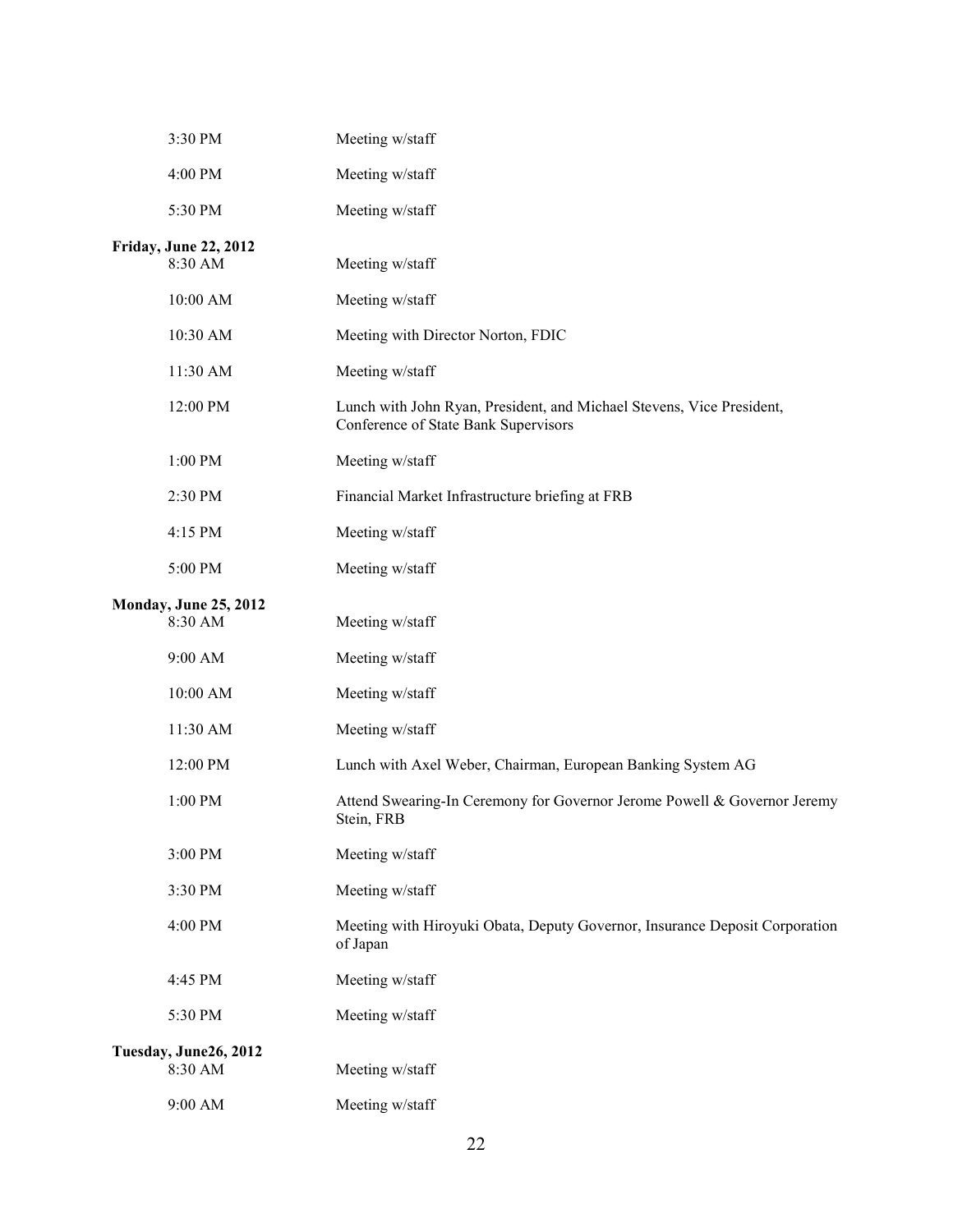| | |
|---|---|
| 3:30 PM | Meeting w/staff |
| 4:00 PM | Meeting w/staff |
| 5:30 PM | Meeting w/staff |

**Friday, June 22, 2012**

| | |
|---|---|
| 8:30 AM | Meeting w/staff |
| 10:00 AM | Meeting w/staff |
| 10:30 AM | Meeting with Director Norton, FDIC |
| 11:30 AM | Meeting w/staff |
| 12:00 PM | Lunch with John Ryan, President, and Michael Stevens, Vice President, Conference of State Bank Supervisors |
| 1:00 PM | Meeting w/staff |
| 2:30 PM | Financial Market Infrastructure briefing at FRB |
| 4:15 PM | Meeting w/staff |
| 5:00 PM | Meeting w/staff |

**Monday, June 25, 2012**

| | |
|---|---|
| 8:30 AM | Meeting w/staff |
| 9:00 AM | Meeting w/staff |
| 10:00 AM | Meeting w/staff |
| 11:30 AM | Meeting w/staff |
| 12:00 PM | Lunch with Axel Weber, Chairman, European Banking System AG |
| 1:00 PM | Attend Swearing-In Ceremony for Governor Jerome Powell & Governor Jeremy Stein, FRB |
| 3:00 PM | Meeting w/staff |
| 3:30 PM | Meeting w/staff |
| 4:00 PM | Meeting with Hiroyuki Obata, Deputy Governor, Insurance Deposit Corporation of Japan |
| 4:45 PM | Meeting w/staff |
| 5:30 PM | Meeting w/staff |

**Tuesday, June26, 2012**

| | |
|---|---|
| 8:30 AM | Meeting w/staff |
| 9:00 AM | Meeting w/staff |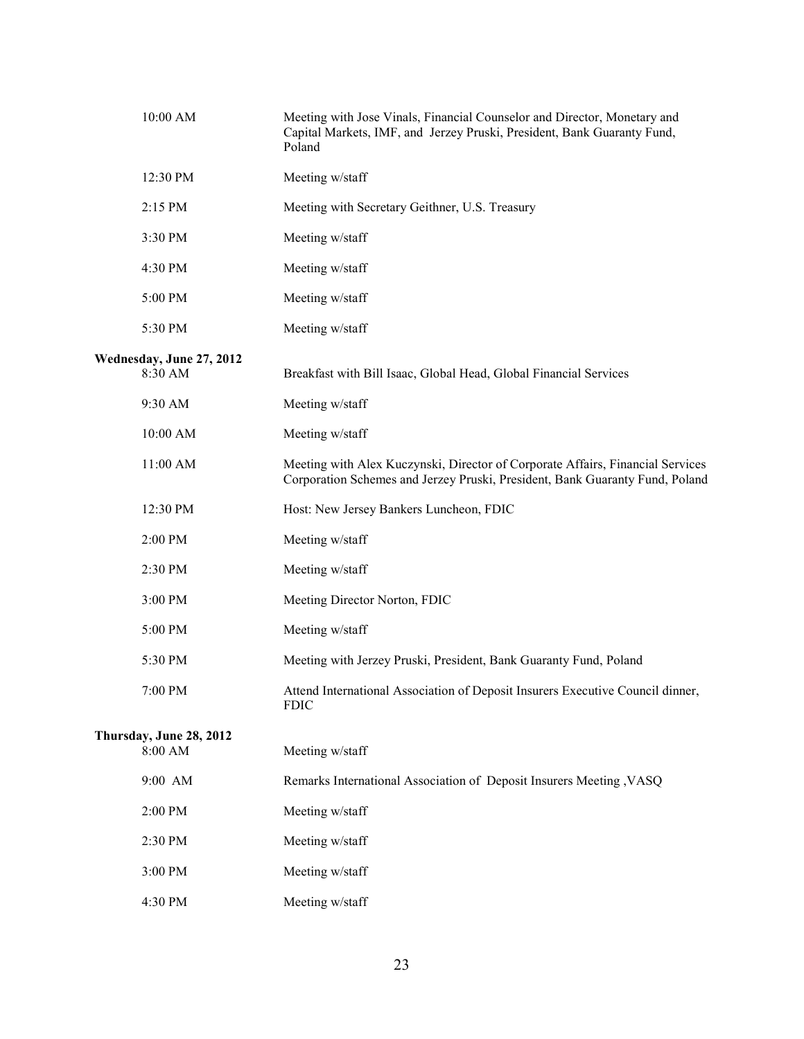| | |
|---|---|
| 10:00 AM | Meeting with Jose Vinals, Financial Counselor and Director, Monetary and Capital Markets, IMF, and Jerzey Pruski, President, Bank Guaranty Fund, Poland |
| 12:30 PM | Meeting w/staff |
| 2:15 PM | Meeting with Secretary Geithner, U.S. Treasury |
| 3:30 PM | Meeting w/staff |
| 4:30 PM | Meeting w/staff |
| 5:00 PM | Meeting w/staff |
| 5:30 PM | Meeting w/staff |

**Wednesday, June 27, 2012**

| | |
|---|---|
| 8:30 AM | Breakfast with Bill Isaac, Global Head, Global Financial Services |
| 9:30 AM | Meeting w/staff |
| 10:00 AM | Meeting w/staff |
| 11:00 AM | Meeting with Alex Kuczynski, Director of Corporate Affairs, Financial Services Corporation Schemes and Jerzey Pruski, President, Bank Guaranty Fund, Poland |
| 12:30 PM | Host: New Jersey Bankers Luncheon, FDIC |
| 2:00 PM | Meeting w/staff |
| 2:30 PM | Meeting w/staff |
| 3:00 PM | Meeting Director Norton, FDIC |
| 5:00 PM | Meeting w/staff |
| 5:30 PM | Meeting with Jerzey Pruski, President, Bank Guaranty Fund, Poland |
| 7:00 PM | Attend International Association of Deposit Insurers Executive Council dinner, FDIC |

**Thursday, June 28, 2012**

| | |
|---|---|
| 8:00 AM | Meeting w/staff |
| 9:00 AM | Remarks International Association of Deposit Insurers Meeting ,VASQ |
| 2:00 PM | Meeting w/staff |
| 2:30 PM | Meeting w/staff |
| 3:00 PM | Meeting w/staff |
| 4:30 PM | Meeting w/staff |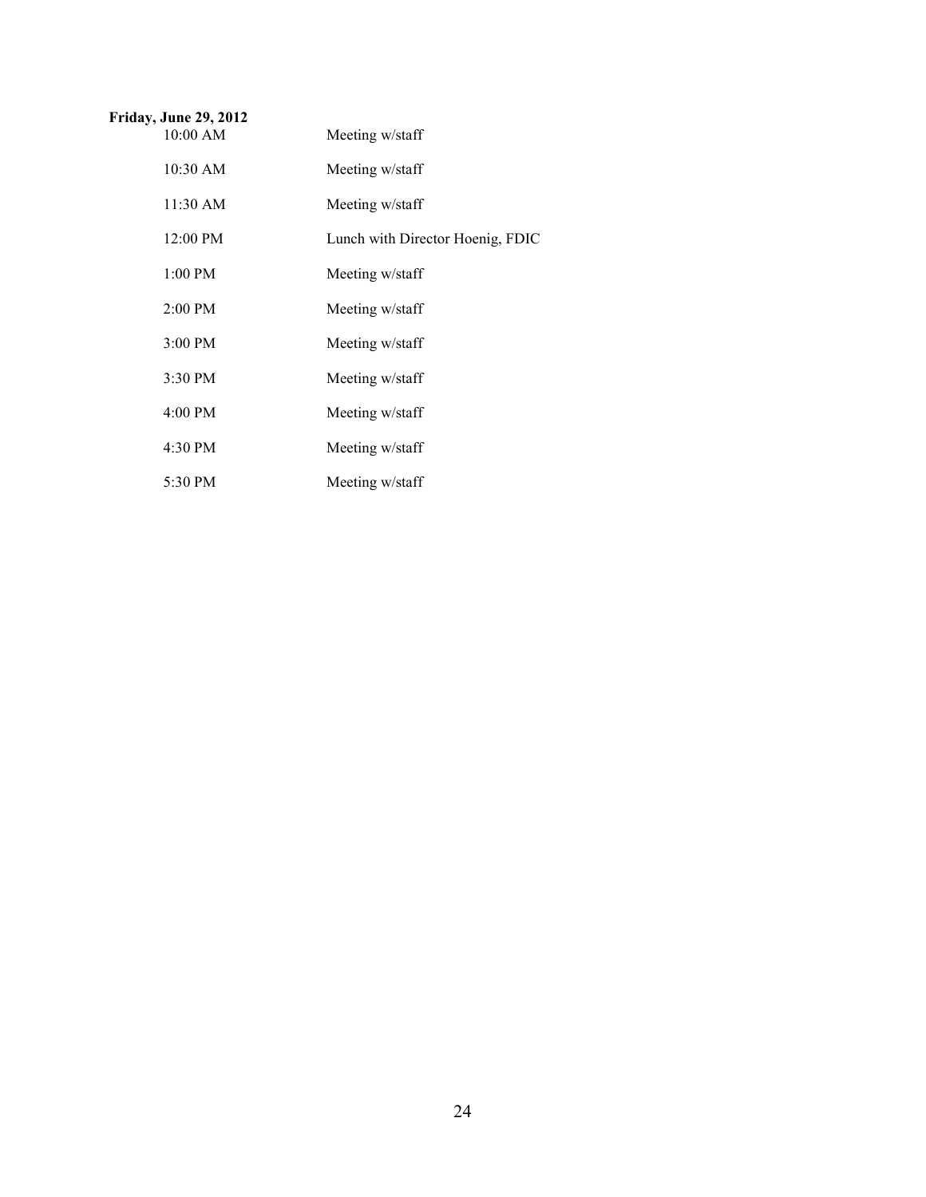**Friday, June 29, 2012**

| | |
|---|---|
| 10:00 AM | Meeting w/staff |
| 10:30 AM | Meeting w/staff |
| 11:30 AM | Meeting w/staff |
| 12:00 PM | Lunch with Director Hoenig, FDIC |
| 1:00 PM | Meeting w/staff |
| 2:00 PM | Meeting w/staff |
| 3:00 PM | Meeting w/staff |
| 3:30 PM | Meeting w/staff |
| 4:00 PM | Meeting w/staff |
| 4:30 PM | Meeting w/staff |
| 5:30 PM | Meeting w/staff |